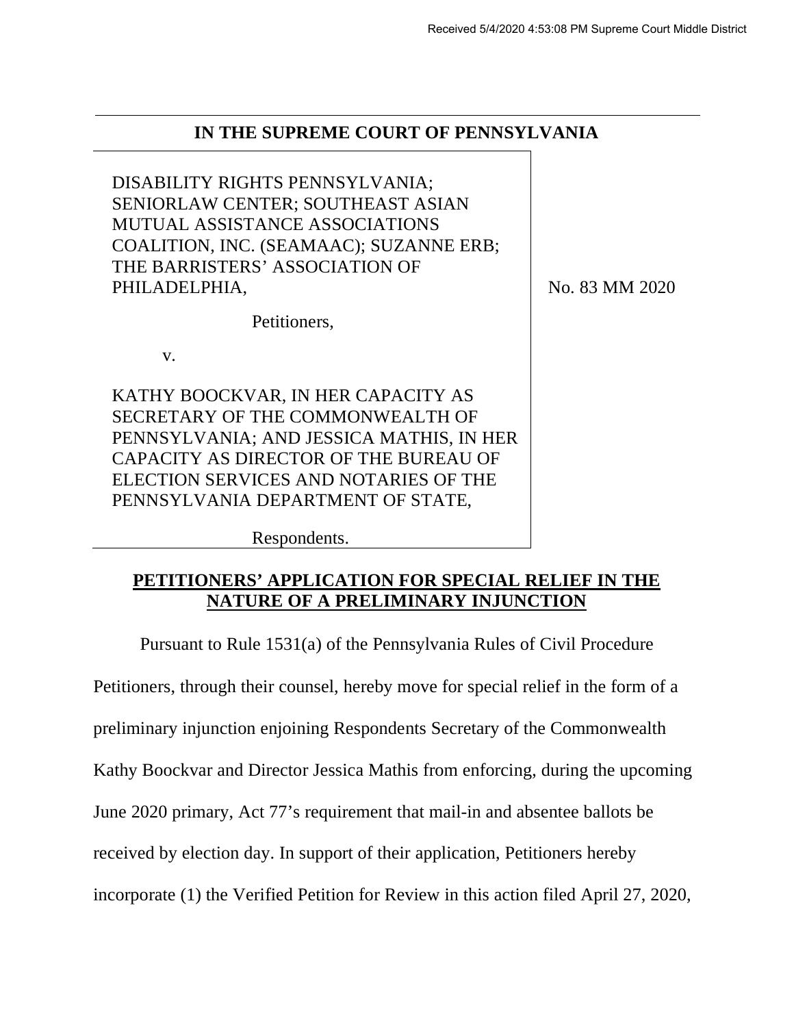Received 5/4/2020 4:53:08 PM Supreme Court Middle District

**IN THE SUPREME COURT OF PENNSYLVANIA**

| | |
|---|---|
| DISABILITY RIGHTS PENNSYLVANIA; SENIORLAW CENTER; SOUTHEAST ASIAN MUTUAL ASSISTANCE ASSOCIATIONS COALITION, INC. (SEAMAAC); SUZANNE ERB; THE BARRISTERS' ASSOCIATION OF PHILADELPHIA,<br><br>Petitioners,<br><br>v.<br><br>KATHY BOOCKVAR, IN HER CAPACITY AS SECRETARY OF THE COMMONWEALTH OF PENNSYLVANIA; AND JESSICA MATHIS, IN HER CAPACITY AS DIRECTOR OF THE BUREAU OF ELECTION SERVICES AND NOTARIES OF THE PENNSYLVANIA DEPARTMENT OF STATE,<br><br>Respondents. | No. 83 MM 2020 |

**PETITIONERS' APPLICATION FOR SPECIAL RELIEF IN THE NATURE OF A PRELIMINARY INJUNCTION**

Pursuant to Rule 1531(a) of the Pennsylvania Rules of Civil Procedure Petitioners, through their counsel, hereby move for special relief in the form of a preliminary injunction enjoining Respondents Secretary of the Commonwealth Kathy Boockvar and Director Jessica Mathis from enforcing, during the upcoming June 2020 primary, Act 77's requirement that mail-in and absentee ballots be received by election day. In support of their application, Petitioners hereby incorporate (1) the Verified Petition for Review in this action filed April 27, 2020,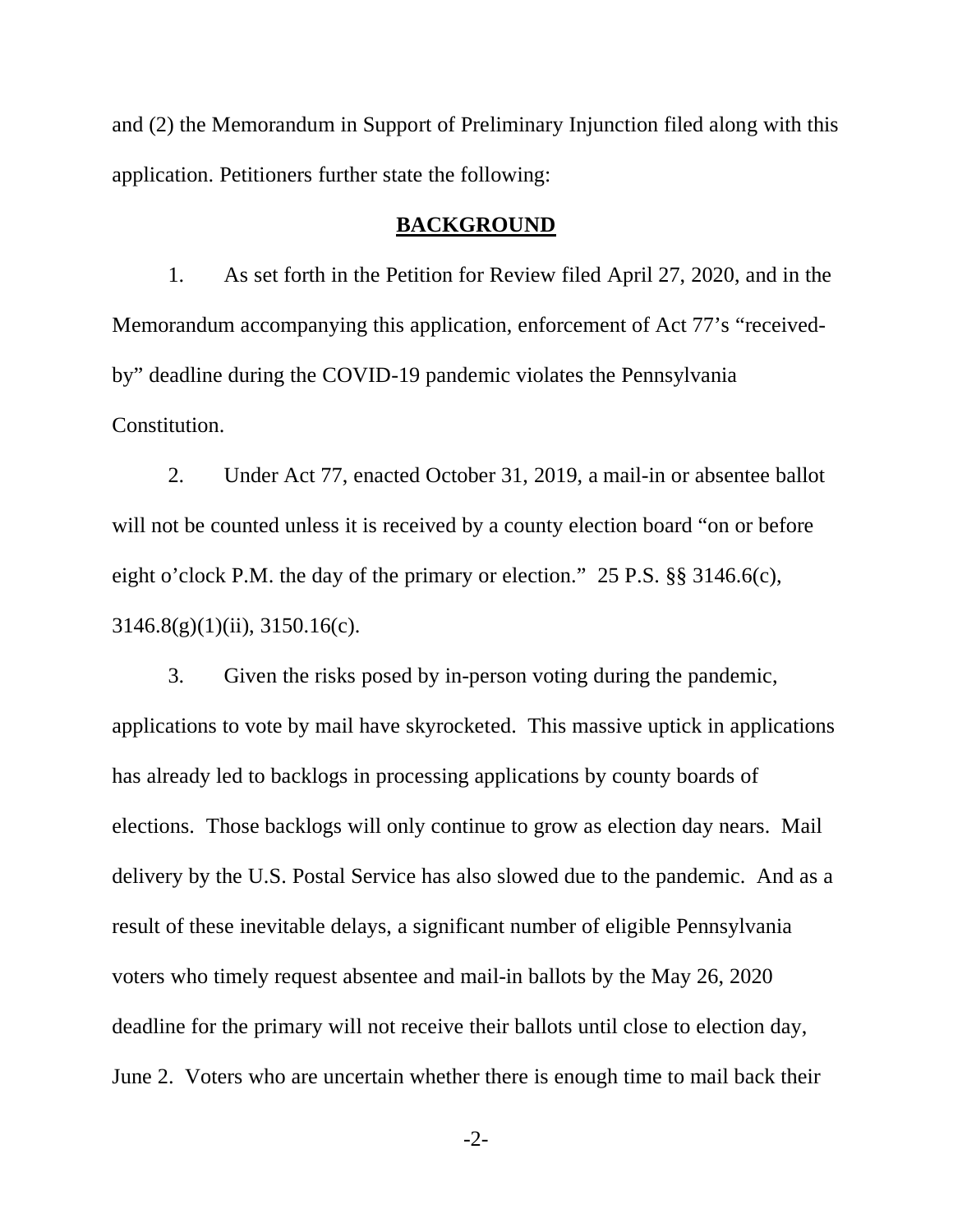and (2) the Memorandum in Support of Preliminary Injunction filed along with this application. Petitioners further state the following:

## **BACKGROUND**

1. As set forth in the Petition for Review filed April 27, 2020, and in the Memorandum accompanying this application, enforcement of Act 77's "received-by" deadline during the COVID-19 pandemic violates the Pennsylvania Constitution.

2. Under Act 77, enacted October 31, 2019, a mail-in or absentee ballot will not be counted unless it is received by a county election board "on or before eight o'clock P.M. the day of the primary or election." 25 P.S. §§ 3146.6(c), 3146.8(g)(1)(ii), 3150.16(c).

3. Given the risks posed by in-person voting during the pandemic, applications to vote by mail have skyrocketed. This massive uptick in applications has already led to backlogs in processing applications by county boards of elections. Those backlogs will only continue to grow as election day nears. Mail delivery by the U.S. Postal Service has also slowed due to the pandemic. And as a result of these inevitable delays, a significant number of eligible Pennsylvania voters who timely request absentee and mail-in ballots by the May 26, 2020 deadline for the primary will not receive their ballots until close to election day, June 2. Voters who are uncertain whether there is enough time to mail back their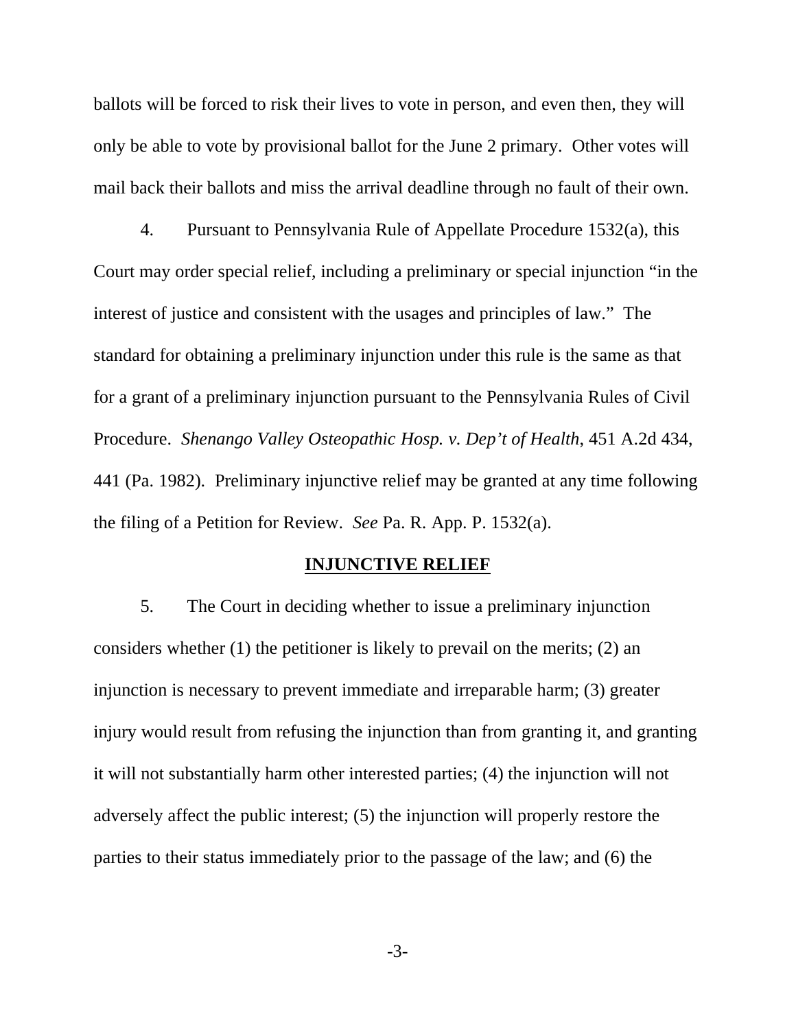ballots will be forced to risk their lives to vote in person, and even then, they will only be able to vote by provisional ballot for the June 2 primary. Other votes will mail back their ballots and miss the arrival deadline through no fault of their own.

4. Pursuant to Pennsylvania Rule of Appellate Procedure 1532(a), this Court may order special relief, including a preliminary or special injunction "in the interest of justice and consistent with the usages and principles of law." The standard for obtaining a preliminary injunction under this rule is the same as that for a grant of a preliminary injunction pursuant to the Pennsylvania Rules of Civil Procedure. *Shenango Valley Osteopathic Hosp. v. Dep't of Health*, 451 A.2d 434, 441 (Pa. 1982). Preliminary injunctive relief may be granted at any time following the filing of a Petition for Review. *See* Pa. R. App. P. 1532(a).

## INJUNCTIVE RELIEF

5. The Court in deciding whether to issue a preliminary injunction considers whether (1) the petitioner is likely to prevail on the merits; (2) an injunction is necessary to prevent immediate and irreparable harm; (3) greater injury would result from refusing the injunction than from granting it, and granting it will not substantially harm other interested parties; (4) the injunction will not adversely affect the public interest; (5) the injunction will properly restore the parties to their status immediately prior to the passage of the law; and (6) the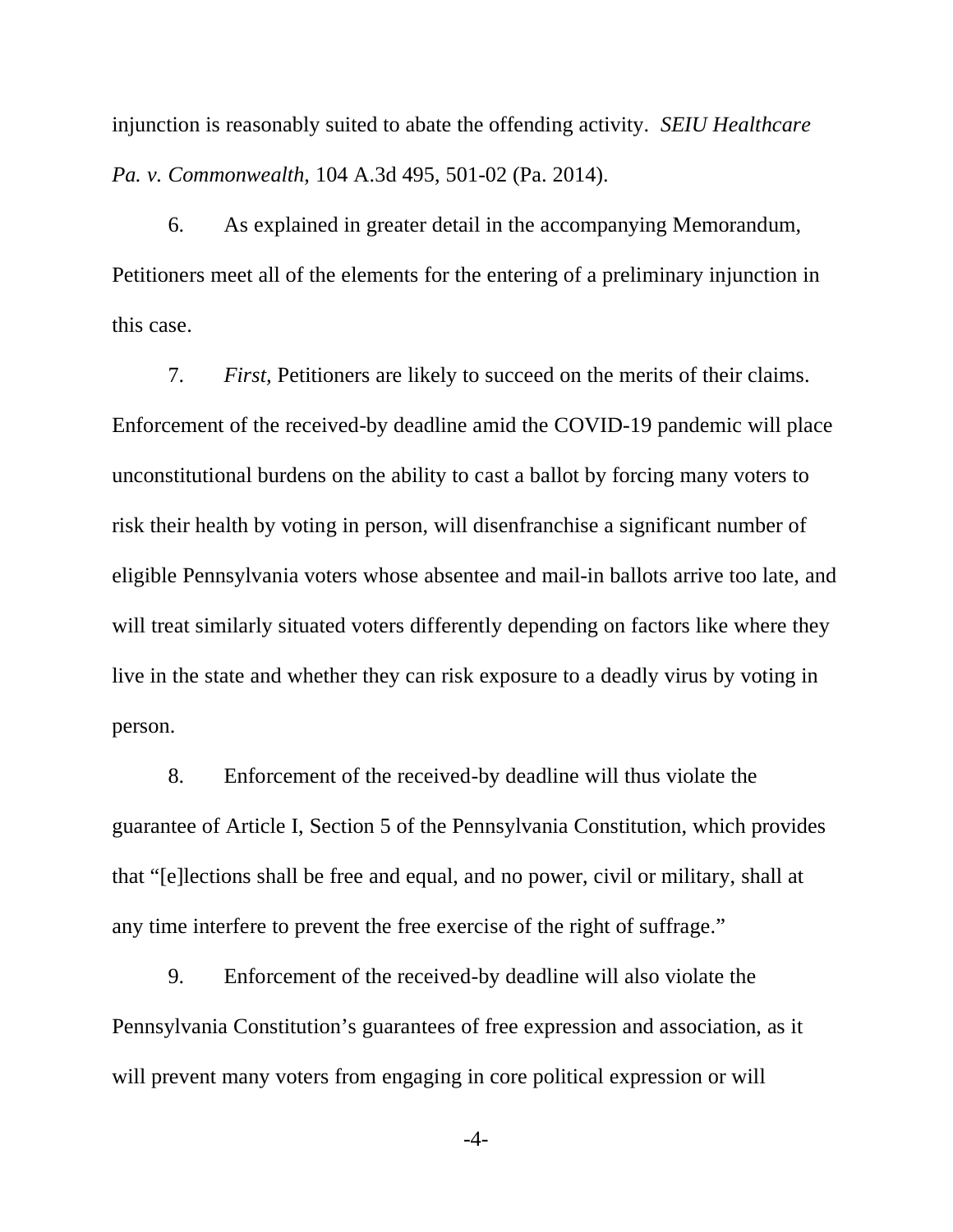injunction is reasonably suited to abate the offending activity. *SEIU Healthcare Pa. v. Commonwealth*, 104 A.3d 495, 501-02 (Pa. 2014).

6. As explained in greater detail in the accompanying Memorandum, Petitioners meet all of the elements for the entering of a preliminary injunction in this case.

7. *First*, Petitioners are likely to succeed on the merits of their claims. Enforcement of the received-by deadline amid the COVID-19 pandemic will place unconstitutional burdens on the ability to cast a ballot by forcing many voters to risk their health by voting in person, will disenfranchise a significant number of eligible Pennsylvania voters whose absentee and mail-in ballots arrive too late, and will treat similarly situated voters differently depending on factors like where they live in the state and whether they can risk exposure to a deadly virus by voting in person.

8. Enforcement of the received-by deadline will thus violate the guarantee of Article I, Section 5 of the Pennsylvania Constitution, which provides that "[e]lections shall be free and equal, and no power, civil or military, shall at any time interfere to prevent the free exercise of the right of suffrage."

9. Enforcement of the received-by deadline will also violate the Pennsylvania Constitution's guarantees of free expression and association, as it will prevent many voters from engaging in core political expression or will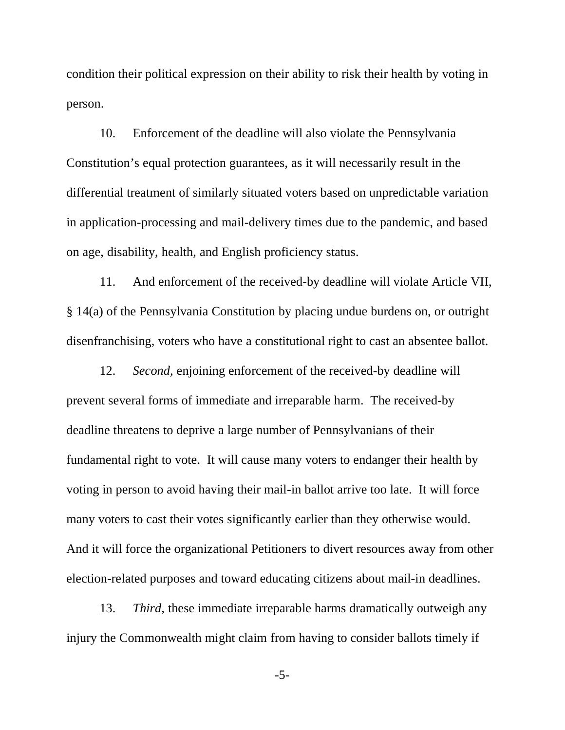condition their political expression on their ability to risk their health by voting in person.

10. Enforcement of the deadline will also violate the Pennsylvania Constitution's equal protection guarantees, as it will necessarily result in the differential treatment of similarly situated voters based on unpredictable variation in application-processing and mail-delivery times due to the pandemic, and based on age, disability, health, and English proficiency status.

11. And enforcement of the received-by deadline will violate Article VII, § 14(a) of the Pennsylvania Constitution by placing undue burdens on, or outright disenfranchising, voters who have a constitutional right to cast an absentee ballot.

12. *Second,* enjoining enforcement of the received-by deadline will prevent several forms of immediate and irreparable harm. The received-by deadline threatens to deprive a large number of Pennsylvanians of their fundamental right to vote. It will cause many voters to endanger their health by voting in person to avoid having their mail-in ballot arrive too late. It will force many voters to cast their votes significantly earlier than they otherwise would. And it will force the organizational Petitioners to divert resources away from other election-related purposes and toward educating citizens about mail-in deadlines.

13. *Third,* these immediate irreparable harms dramatically outweigh any injury the Commonwealth might claim from having to consider ballots timely if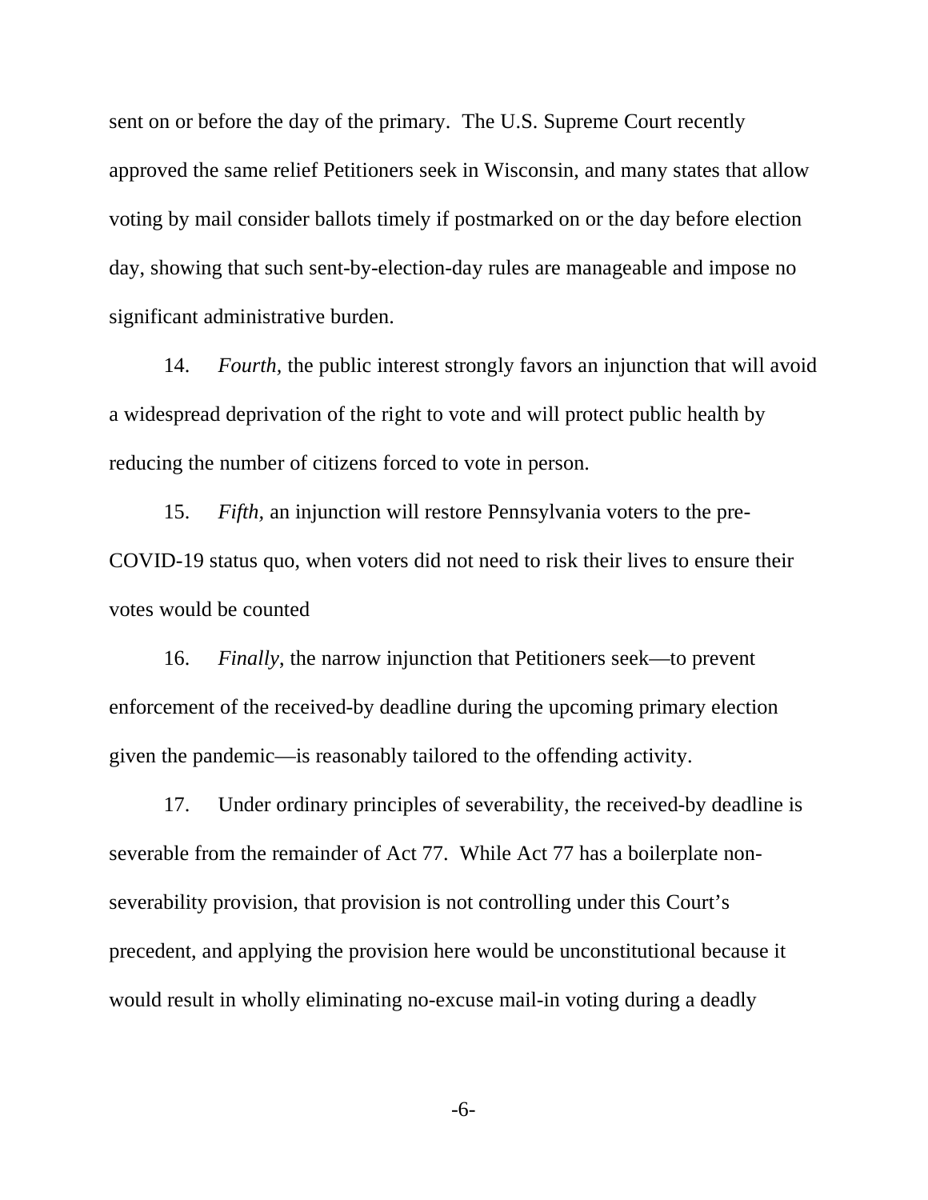sent on or before the day of the primary. The U.S. Supreme Court recently approved the same relief Petitioners seek in Wisconsin, and many states that allow voting by mail consider ballots timely if postmarked on or the day before election day, showing that such sent-by-election-day rules are manageable and impose no significant administrative burden.

14. *Fourth*, the public interest strongly favors an injunction that will avoid a widespread deprivation of the right to vote and will protect public health by reducing the number of citizens forced to vote in person.

15. *Fifth*, an injunction will restore Pennsylvania voters to the pre-COVID-19 status quo, when voters did not need to risk their lives to ensure their votes would be counted

16. *Finally*, the narrow injunction that Petitioners seek—to prevent enforcement of the received-by deadline during the upcoming primary election given the pandemic—is reasonably tailored to the offending activity.

17. Under ordinary principles of severability, the received-by deadline is severable from the remainder of Act 77. While Act 77 has a boilerplate non-severability provision, that provision is not controlling under this Court's precedent, and applying the provision here would be unconstitutional because it would result in wholly eliminating no-excuse mail-in voting during a deadly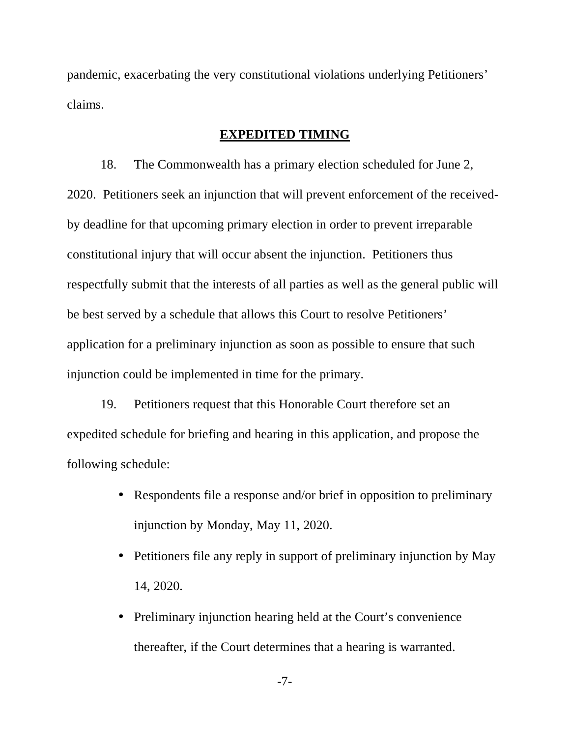pandemic, exacerbating the very constitutional violations underlying Petitioners' claims.

## EXPEDITED TIMING

18. The Commonwealth has a primary election scheduled for June 2, 2020. Petitioners seek an injunction that will prevent enforcement of the received-by deadline for that upcoming primary election in order to prevent irreparable constitutional injury that will occur absent the injunction. Petitioners thus respectfully submit that the interests of all parties as well as the general public will be best served by a schedule that allows this Court to resolve Petitioners' application for a preliminary injunction as soon as possible to ensure that such injunction could be implemented in time for the primary.

19. Petitioners request that this Honorable Court therefore set an expedited schedule for briefing and hearing in this application, and propose the following schedule:

- Respondents file a response and/or brief in opposition to preliminary injunction by Monday, May 11, 2020.
- Petitioners file any reply in support of preliminary injunction by May 14, 2020.
- Preliminary injunction hearing held at the Court's convenience thereafter, if the Court determines that a hearing is warranted.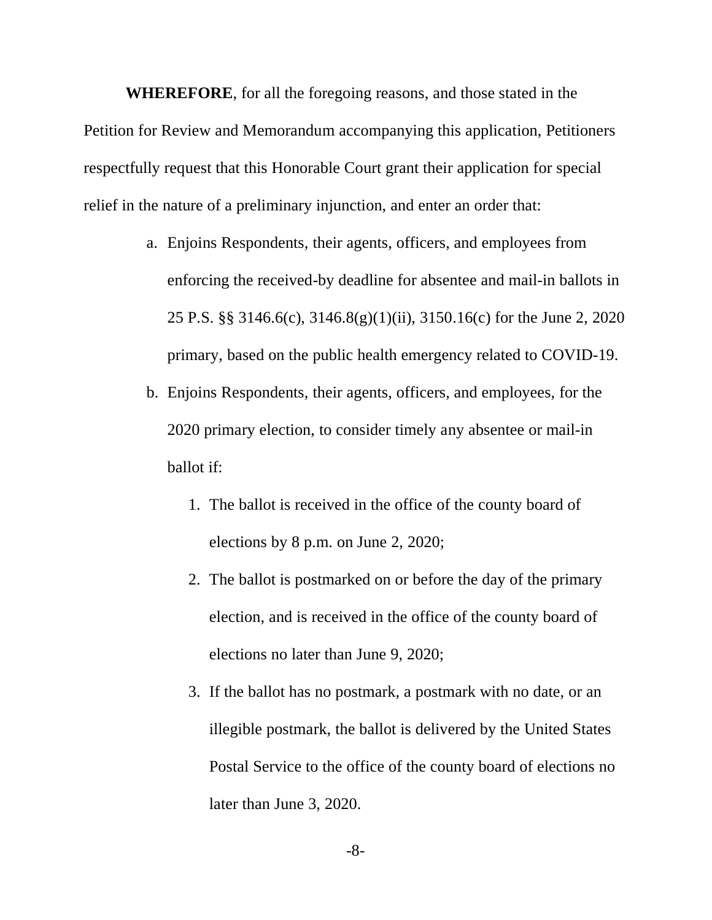**WHEREFORE**, for all the foregoing reasons, and those stated in the Petition for Review and Memorandum accompanying this application, Petitioners respectfully request that this Honorable Court grant their application for special relief in the nature of a preliminary injunction, and enter an order that:

a. Enjoins Respondents, their agents, officers, and employees from enforcing the received-by deadline for absentee and mail-in ballots in 25 P.S. §§ 3146.6(c), 3146.8(g)(1)(ii), 3150.16(c) for the June 2, 2020 primary, based on the public health emergency related to COVID-19.

b. Enjoins Respondents, their agents, officers, and employees, for the 2020 primary election, to consider timely any absentee or mail-in ballot if:

    1. The ballot is received in the office of the county board of elections by 8 p.m. on June 2, 2020;
    2. The ballot is postmarked on or before the day of the primary election, and is received in the office of the county board of elections no later than June 9, 2020;
    3. If the ballot has no postmark, a postmark with no date, or an illegible postmark, the ballot is delivered by the United States Postal Service to the office of the county board of elections no later than June 3, 2020.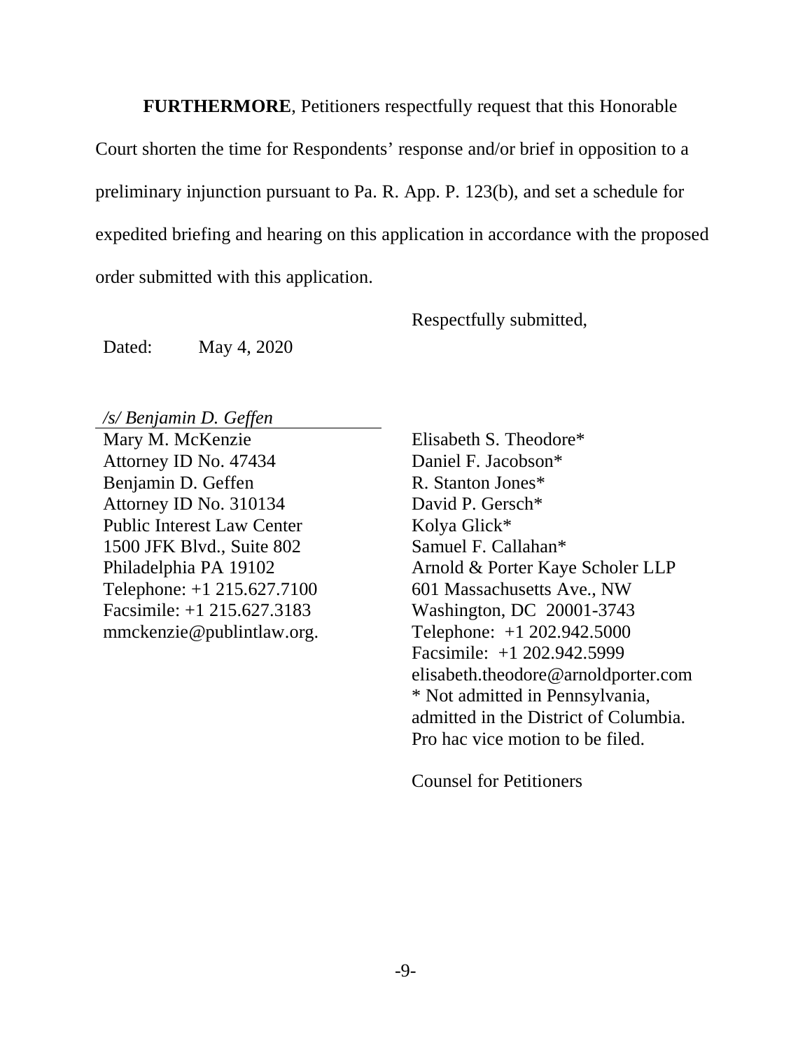**FURTHERMORE**, Petitioners respectfully request that this Honorable Court shorten the time for Respondents' response and/or brief in opposition to a preliminary injunction pursuant to Pa. R. App. P. 123(b), and set a schedule for expedited briefing and hearing on this application in accordance with the proposed order submitted with this application.

Respectfully submitted,

Dated: May 4, 2020

*/s/ Benjamin D. Geffen*

Mary M. McKenzie
Attorney ID No. 47434
Benjamin D. Geffen
Attorney ID No. 310134
Public Interest Law Center
1500 JFK Blvd., Suite 802
Philadelphia PA 19102
Telephone: +1 215.627.7100
Facsimile: +1 215.627.3183
mmckenzie@publintlaw.org.

Elisabeth S. Theodore*
Daniel F. Jacobson*
R. Stanton Jones*
David P. Gersch*
Kolya Glick*
Samuel F. Callahan*
Arnold & Porter Kaye Scholer LLP
601 Massachusetts Ave., NW
Washington, DC 20001-3743
Telephone: +1 202.942.5000
Facsimile: +1 202.942.5999
elisabeth.theodore@arnoldporter.com
* Not admitted in Pennsylvania, admitted in the District of Columbia. Pro hac vice motion to be filed.

Counsel for Petitioners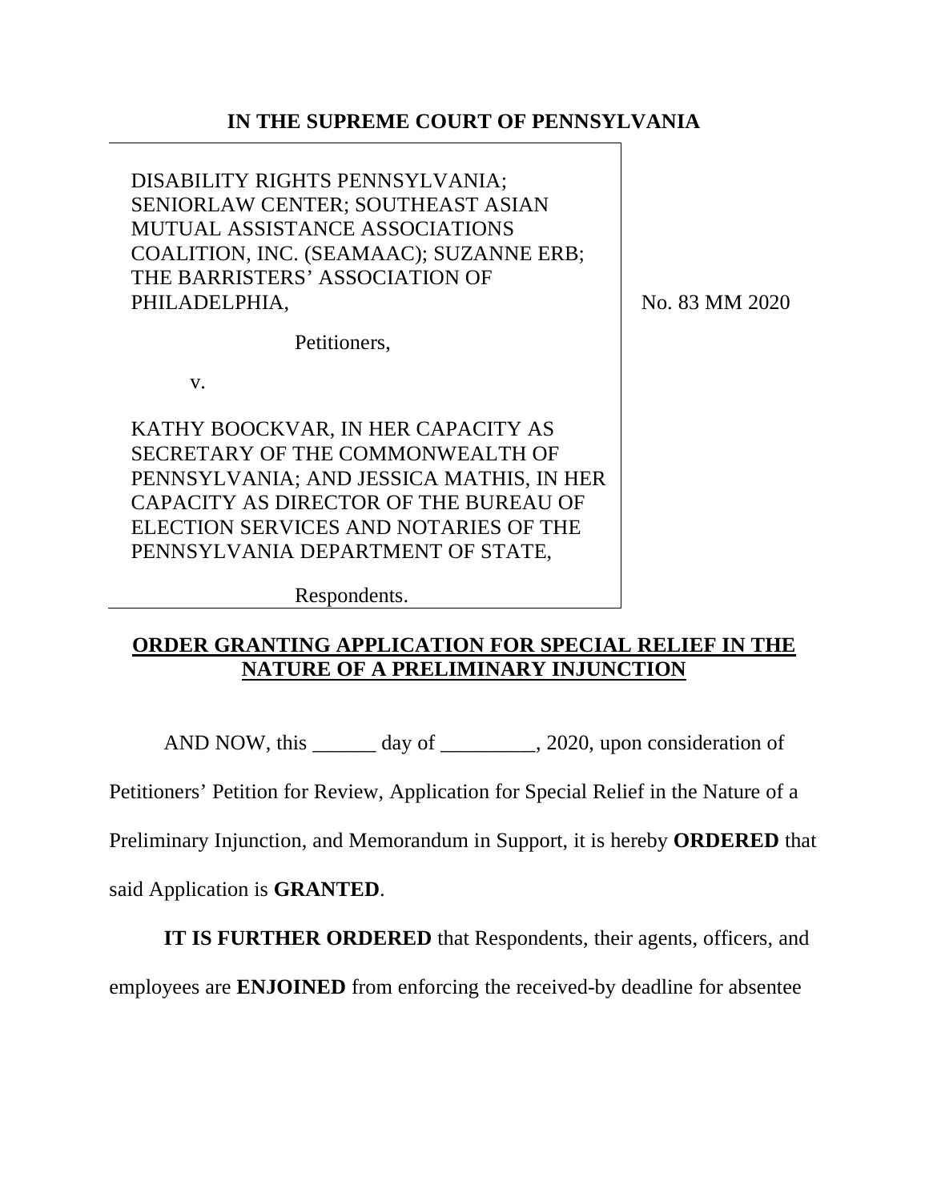**IN THE SUPREME COURT OF PENNSYLVANIA**

| | |
|---|---|
| DISABILITY RIGHTS PENNSYLVANIA; SENIORLAW CENTER; SOUTHEAST ASIAN MUTUAL ASSISTANCE ASSOCIATIONS COALITION, INC. (SEAMAAC); SUZANNE ERB; THE BARRISTERS' ASSOCIATION OF PHILADELPHIA,<br><br>Petitioners,<br><br>v.<br><br>KATHY BOOCKVAR, IN HER CAPACITY AS SECRETARY OF THE COMMONWEALTH OF PENNSYLVANIA; AND JESSICA MATHIS, IN HER CAPACITY AS DIRECTOR OF THE BUREAU OF ELECTION SERVICES AND NOTARIES OF THE PENNSYLVANIA DEPARTMENT OF STATE,<br><br>Respondents. | No. 83 MM 2020 |

**ORDER GRANTING APPLICATION FOR SPECIAL RELIEF IN THE NATURE OF A PRELIMINARY INJUNCTION**

AND NOW, this ______ day of _________, 2020, upon consideration of Petitioners' Petition for Review, Application for Special Relief in the Nature of a Preliminary Injunction, and Memorandum in Support, it is hereby **ORDERED** that said Application is **GRANTED**.

**IT IS FURTHER ORDERED** that Respondents, their agents, officers, and employees are **ENJOINED** from enforcing the received-by deadline for absentee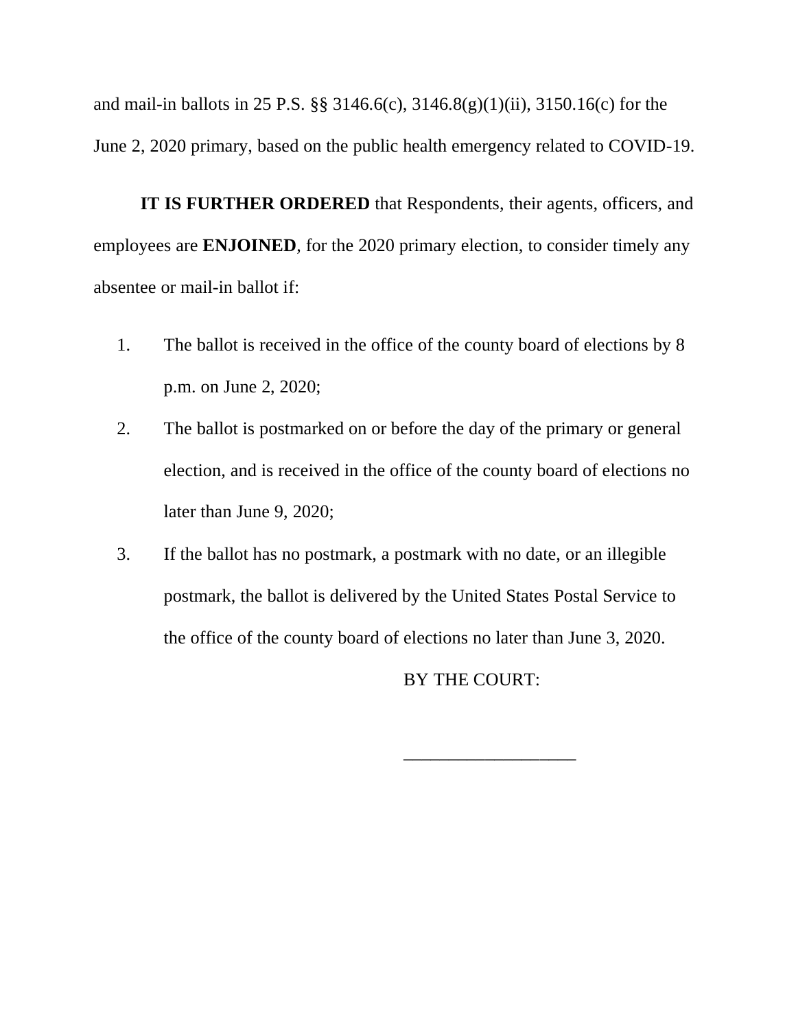and mail-in ballots in 25 P.S. §§ 3146.6(c), 3146.8(g)(1)(ii), 3150.16(c) for the June 2, 2020 primary, based on the public health emergency related to COVID-19.

**IT IS FURTHER ORDERED** that Respondents, their agents, officers, and employees are **ENJOINED**, for the 2020 primary election, to consider timely any absentee or mail-in ballot if:

1. The ballot is received in the office of the county board of elections by 8 p.m. on June 2, 2020;
2. The ballot is postmarked on or before the day of the primary or general election, and is received in the office of the county board of elections no later than June 9, 2020;
3. If the ballot has no postmark, a postmark with no date, or an illegible postmark, the ballot is delivered by the United States Postal Service to the office of the county board of elections no later than June 3, 2020.

BY THE COURT:

___________________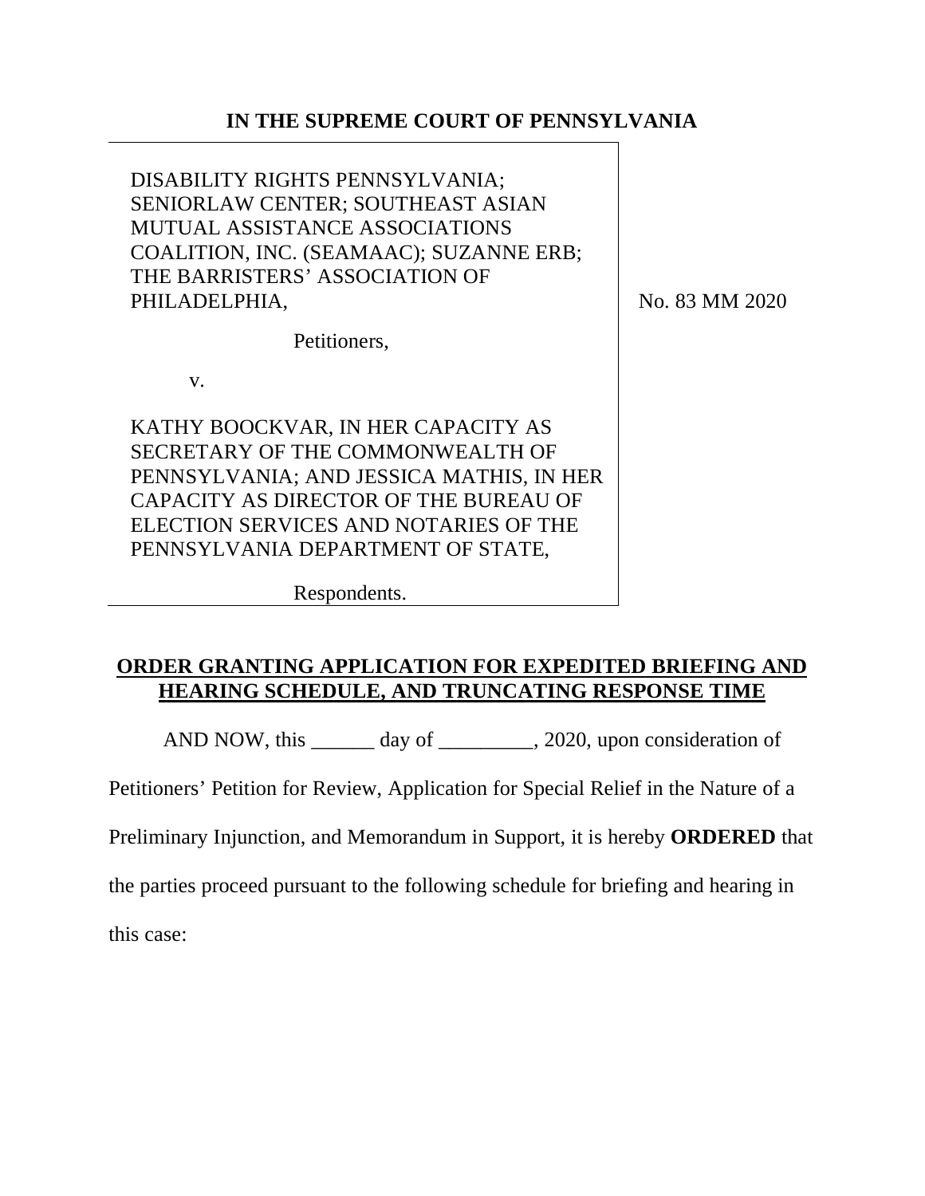**IN THE SUPREME COURT OF PENNSYLVANIA**

| | |
|---|---|
| DISABILITY RIGHTS PENNSYLVANIA; SENIORLAW CENTER; SOUTHEAST ASIAN MUTUAL ASSISTANCE ASSOCIATIONS COALITION, INC. (SEAMAAC); SUZANNE ERB; THE BARRISTERS' ASSOCIATION OF PHILADELPHIA,<br><br>Petitioners,<br><br>v.<br><br>KATHY BOOCKVAR, IN HER CAPACITY AS SECRETARY OF THE COMMONWEALTH OF PENNSYLVANIA; AND JESSICA MATHIS, IN HER CAPACITY AS DIRECTOR OF THE BUREAU OF ELECTION SERVICES AND NOTARIES OF THE PENNSYLVANIA DEPARTMENT OF STATE,<br><br>Respondents. | No. 83 MM 2020 |

**ORDER GRANTING APPLICATION FOR EXPEDITED BRIEFING AND HEARING SCHEDULE, AND TRUNCATING RESPONSE TIME**

AND NOW, this ______ day of _________, 2020, upon consideration of Petitioners' Petition for Review, Application for Special Relief in the Nature of a Preliminary Injunction, and Memorandum in Support, it is hereby **ORDERED** that the parties proceed pursuant to the following schedule for briefing and hearing in this case: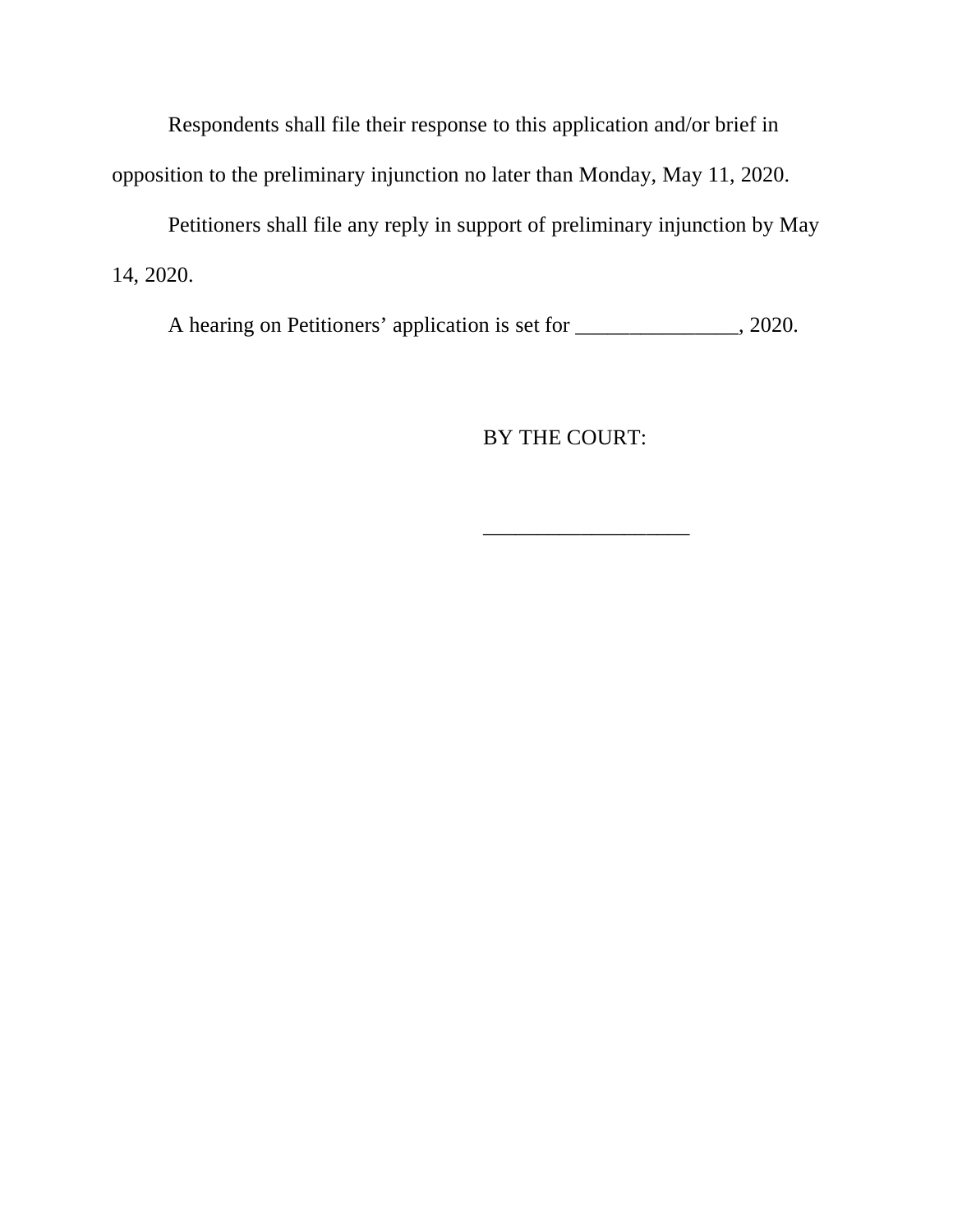Respondents shall file their response to this application and/or brief in opposition to the preliminary injunction no later than Monday, May 11, 2020.

Petitioners shall file any reply in support of preliminary injunction by May 14, 2020.

A hearing on Petitioners' application is set for _______________, 2020.

BY THE COURT:

___________________